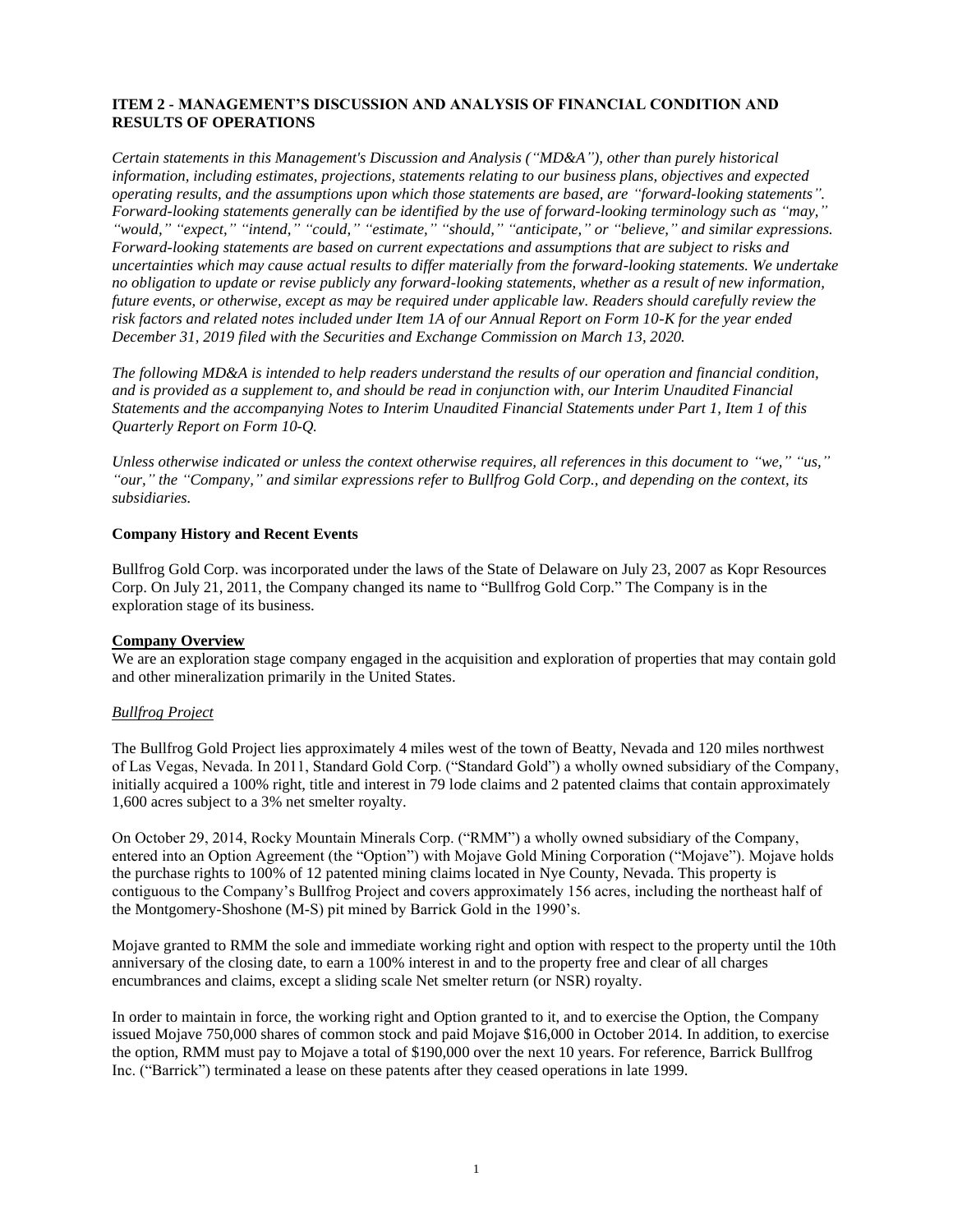## ITEM 2 - MANAGEMENT'S DISCUSSION AND ANALYSIS OF FINANCIAL CONDITION AND RESULTS OF OPERATIONS

*Certain statements in this Management's Discussion and Analysis ("MD&A"), other than purely historical information, including estimates, projections, statements relating to our business plans, objectives and expected operating results, and the assumptions upon which those statements are based, are "forward-looking statements". Forward-looking statements generally can be identified by the use of forward-looking terminology such as "may," "would," "expect," "intend," "could," "estimate," "should," "anticipate," or "believe," and similar expressions. Forward-looking statements are based on current expectations and assumptions that are subject to risks and uncertainties which may cause actual results to differ materially from the forward-looking statements. We undertake no obligation to update or revise publicly any forward-looking statements, whether as a result of new information, future events, or otherwise, except as may be required under applicable law. Readers should carefully review the risk factors and related notes included under Item 1A of our Annual Report on Form 10-K for the year ended December 31, 2019 filed with the Securities and Exchange Commission on March 13, 2020.*

*The following MD&A is intended to help readers understand the results of our operation and financial condition, and is provided as a supplement to, and should be read in conjunction with, our Interim Unaudited Financial Statements and the accompanying Notes to Interim Unaudited Financial Statements under Part 1, Item 1 of this Quarterly Report on Form 10-Q.*

*Unless otherwise indicated or unless the context otherwise requires, all references in this document to "we," "us," "our," the "Company," and similar expressions refer to Bullfrog Gold Corp., and depending on the context, its subsidiaries.*

### Company History and Recent Events

Bullfrog Gold Corp. was incorporated under the laws of the State of Delaware on July 23, 2007 as Kopr Resources Corp. On July 21, 2011, the Company changed its name to "Bullfrog Gold Corp." The Company is in the exploration stage of its business.

### Company Overview

We are an exploration stage company engaged in the acquisition and exploration of properties that may contain gold and other mineralization primarily in the United States.

*Bullfrog Project*

The Bullfrog Gold Project lies approximately 4 miles west of the town of Beatty, Nevada and 120 miles northwest of Las Vegas, Nevada. In 2011, Standard Gold Corp. ("Standard Gold") a wholly owned subsidiary of the Company, initially acquired a 100% right, title and interest in 79 lode claims and 2 patented claims that contain approximately 1,600 acres subject to a 3% net smelter royalty.

On October 29, 2014, Rocky Mountain Minerals Corp. ("RMM") a wholly owned subsidiary of the Company, entered into an Option Agreement (the "Option") with Mojave Gold Mining Corporation ("Mojave"). Mojave holds the purchase rights to 100% of 12 patented mining claims located in Nye County, Nevada. This property is contiguous to the Company's Bullfrog Project and covers approximately 156 acres, including the northeast half of the Montgomery-Shoshone (M-S) pit mined by Barrick Gold in the 1990's.

Mojave granted to RMM the sole and immediate working right and option with respect to the property until the 10th anniversary of the closing date, to earn a 100% interest in and to the property free and clear of all charges encumbrances and claims, except a sliding scale Net smelter return (or NSR) royalty.

In order to maintain in force, the working right and Option granted to it, and to exercise the Option, the Company issued Mojave 750,000 shares of common stock and paid Mojave $16,000 in October 2014. In addition, to exercise the option, RMM must pay to Mojave a total of $190,000 over the next 10 years. For reference, Barrick Bullfrog Inc. ("Barrick") terminated a lease on these patents after they ceased operations in late 1999.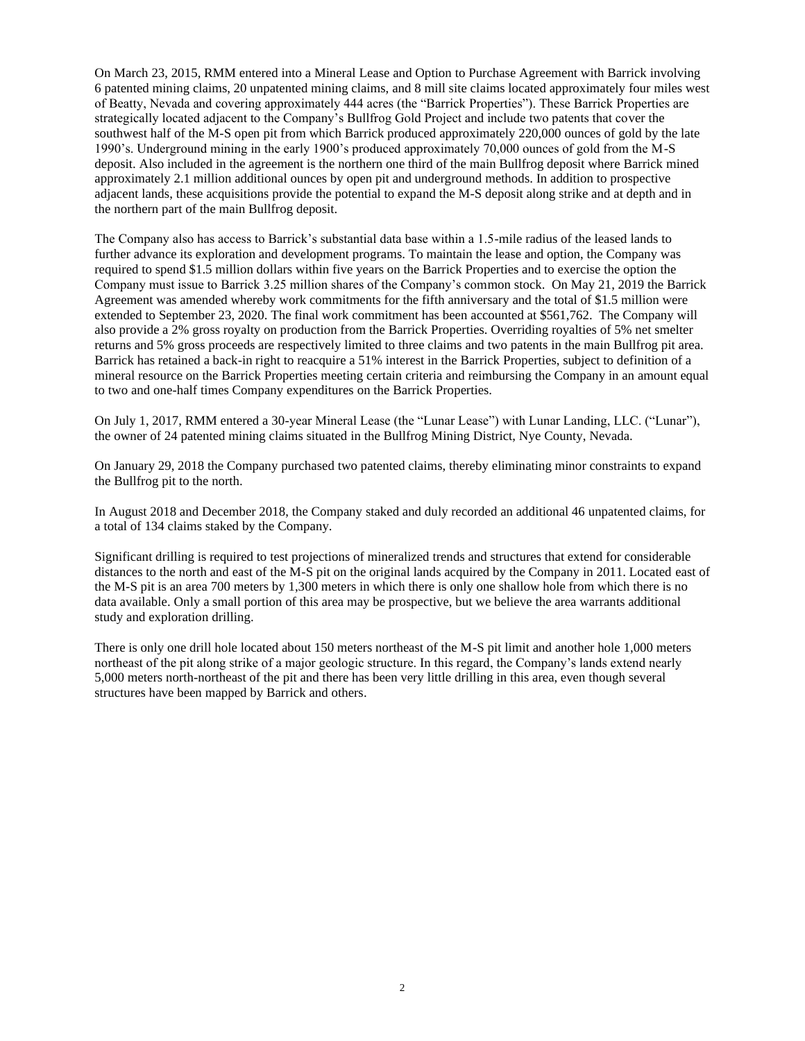On March 23, 2015, RMM entered into a Mineral Lease and Option to Purchase Agreement with Barrick involving 6 patented mining claims, 20 unpatented mining claims, and 8 mill site claims located approximately four miles west of Beatty, Nevada and covering approximately 444 acres (the "Barrick Properties"). These Barrick Properties are strategically located adjacent to the Company's Bullfrog Gold Project and include two patents that cover the southwest half of the M-S open pit from which Barrick produced approximately 220,000 ounces of gold by the late 1990's. Underground mining in the early 1900's produced approximately 70,000 ounces of gold from the M-S deposit. Also included in the agreement is the northern one third of the main Bullfrog deposit where Barrick mined approximately 2.1 million additional ounces by open pit and underground methods. In addition to prospective adjacent lands, these acquisitions provide the potential to expand the M-S deposit along strike and at depth and in the northern part of the main Bullfrog deposit.

The Company also has access to Barrick's substantial data base within a 1.5-mile radius of the leased lands to further advance its exploration and development programs. To maintain the lease and option, the Company was required to spend $1.5 million dollars within five years on the Barrick Properties and to exercise the option the Company must issue to Barrick 3.25 million shares of the Company's common stock. On May 21, 2019 the Barrick Agreement was amended whereby work commitments for the fifth anniversary and the total of $1.5 million were extended to September 23, 2020. The final work commitment has been accounted at $561,762. The Company will also provide a 2% gross royalty on production from the Barrick Properties. Overriding royalties of 5% net smelter returns and 5% gross proceeds are respectively limited to three claims and two patents in the main Bullfrog pit area. Barrick has retained a back-in right to reacquire a 51% interest in the Barrick Properties, subject to definition of a mineral resource on the Barrick Properties meeting certain criteria and reimbursing the Company in an amount equal to two and one-half times Company expenditures on the Barrick Properties.

On July 1, 2017, RMM entered a 30-year Mineral Lease (the "Lunar Lease") with Lunar Landing, LLC. ("Lunar"), the owner of 24 patented mining claims situated in the Bullfrog Mining District, Nye County, Nevada.

On January 29, 2018 the Company purchased two patented claims, thereby eliminating minor constraints to expand the Bullfrog pit to the north.

In August 2018 and December 2018, the Company staked and duly recorded an additional 46 unpatented claims, for a total of 134 claims staked by the Company.

Significant drilling is required to test projections of mineralized trends and structures that extend for considerable distances to the north and east of the M-S pit on the original lands acquired by the Company in 2011. Located east of the M-S pit is an area 700 meters by 1,300 meters in which there is only one shallow hole from which there is no data available. Only a small portion of this area may be prospective, but we believe the area warrants additional study and exploration drilling.

There is only one drill hole located about 150 meters northeast of the M-S pit limit and another hole 1,000 meters northeast of the pit along strike of a major geologic structure. In this regard, the Company's lands extend nearly 5,000 meters north-northeast of the pit and there has been very little drilling in this area, even though several structures have been mapped by Barrick and others.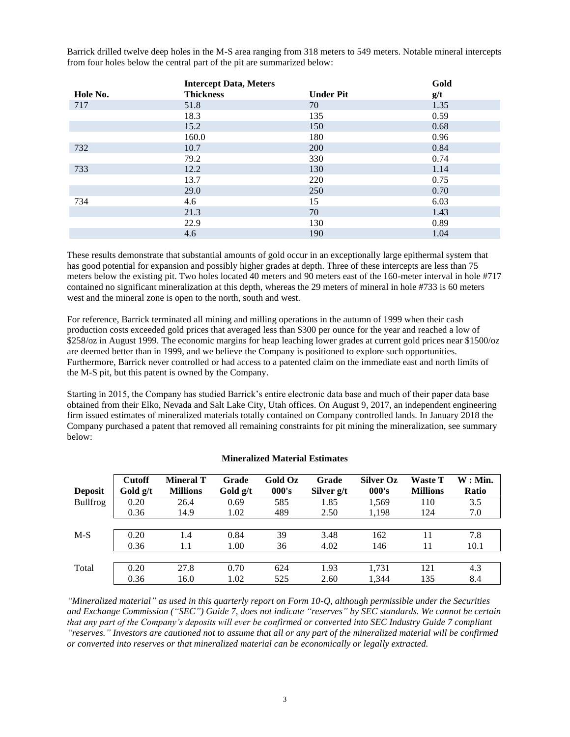Barrick drilled twelve deep holes in the M-S area ranging from 318 meters to 549 meters. Notable mineral intercepts from four holes below the central part of the pit are summarized below:

| Hole No. | Intercept Data, Meters Thickness | Under Pit | Gold g/t |
|---|---|---|---|
| 717 | 51.8 | 70 | 1.35 |
| | 18.3 | 135 | 0.59 |
| | 15.2 | 150 | 0.68 |
| | 160.0 | 180 | 0.96 |
| 732 | 10.7 | 200 | 0.84 |
| | 79.2 | 330 | 0.74 |
| 733 | 12.2 | 130 | 1.14 |
| | 13.7 | 220 | 0.75 |
| | 29.0 | 250 | 0.70 |
| 734 | 4.6 | 15 | 6.03 |
| | 21.3 | 70 | 1.43 |
| | 22.9 | 130 | 0.89 |
| | 4.6 | 190 | 1.04 |

These results demonstrate that substantial amounts of gold occur in an exceptionally large epithermal system that has good potential for expansion and possibly higher grades at depth. Three of these intercepts are less than 75 meters below the existing pit. Two holes located 40 meters and 90 meters east of the 160-meter interval in hole #717 contained no significant mineralization at this depth, whereas the 29 meters of mineral in hole #733 is 60 meters west and the mineral zone is open to the north, south and west.

For reference, Barrick terminated all mining and milling operations in the autumn of 1999 when their cash production costs exceeded gold prices that averaged less than $300 per ounce for the year and reached a low of $258/oz in August 1999. The economic margins for heap leaching lower grades at current gold prices near $1500/oz are deemed better than in 1999, and we believe the Company is positioned to explore such opportunities. Furthermore, Barrick never controlled or had access to a patented claim on the immediate east and north limits of the M-S pit, but this patent is owned by the Company.

Starting in 2015, the Company has studied Barrick's entire electronic data base and much of their paper data base obtained from their Elko, Nevada and Salt Lake City, Utah offices. On August 9, 2017, an independent engineering firm issued estimates of mineralized materials totally contained on Company controlled lands. In January 2018 the Company purchased a patent that removed all remaining constraints for pit mining the mineralization, see summary below:

**Mineralized Material Estimates**

| Deposit | Cutoff Gold g/t | Mineral T Millions | Grade Gold g/t | Gold Oz 000's | Grade Silver g/t | Silver Oz 000's | Waste T Millions | W : Min. Ratio |
|---|---|---|---|---|---|---|---|---|
| Bullfrog | 0.20 | 26.4 | 0.69 | 585 | 1.85 | 1,569 | 110 | 3.5 |
| | 0.36 | 14.9 | 1.02 | 489 | 2.50 | 1,198 | 124 | 7.0 |
| M-S | 0.20 | 1.4 | 0.84 | 39 | 3.48 | 162 | 11 | 7.8 |
| | 0.36 | 1.1 | 1.00 | 36 | 4.02 | 146 | 11 | 10.1 |
| Total | 0.20 | 27.8 | 0.70 | 624 | 1.93 | 1,731 | 121 | 4.3 |
| | 0.36 | 16.0 | 1.02 | 525 | 2.60 | 1,344 | 135 | 8.4 |

*"Mineralized material" as used in this quarterly report on Form 10-Q, although permissible under the Securities and Exchange Commission ("SEC") Guide 7, does not indicate "reserves" by SEC standards. We cannot be certain that any part of the Company's deposits will ever be confirmed or converted into SEC Industry Guide 7 compliant "reserves." Investors are cautioned not to assume that all or any part of the mineralized material will be confirmed or converted into reserves or that mineralized material can be economically or legally extracted.*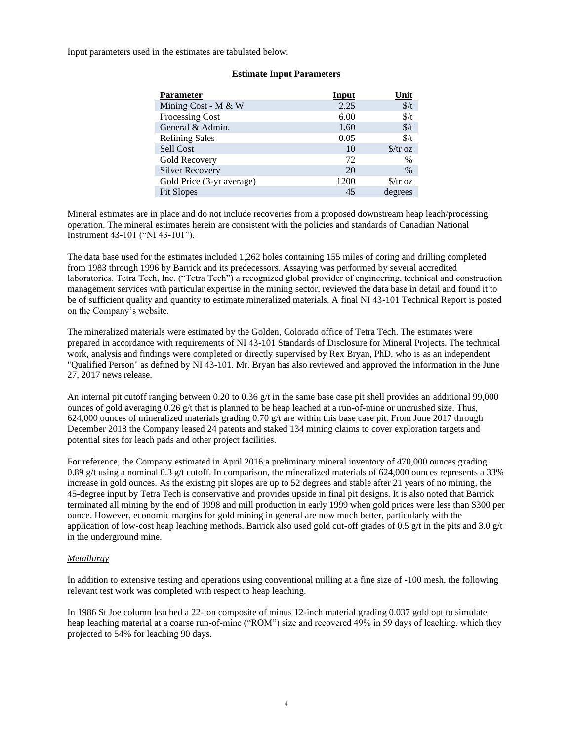Input parameters used in the estimates are tabulated below:

**Estimate Input Parameters**

| Parameter | Input | Unit |
|---|---|---|
| Mining Cost - M & W | 2.25 | $/t |
| Processing Cost | 6.00 | $/t |
| General & Admin. | 1.60 | $/t |
| Refining Sales | 0.05 | $/t |
| Sell Cost | 10 | $/tr oz |
| Gold Recovery | 72 | % |
| Silver Recovery | 20 | % |
| Gold Price (3-yr average) | 1200 | $/tr oz |
| Pit Slopes | 45 | degrees |

Mineral estimates are in place and do not include recoveries from a proposed downstream heap leach/processing operation. The mineral estimates herein are consistent with the policies and standards of Canadian National Instrument 43-101 ("NI 43-101").

The data base used for the estimates included 1,262 holes containing 155 miles of coring and drilling completed from 1983 through 1996 by Barrick and its predecessors. Assaying was performed by several accredited laboratories. Tetra Tech, Inc. ("Tetra Tech") a recognized global provider of engineering, technical and construction management services with particular expertise in the mining sector, reviewed the data base in detail and found it to be of sufficient quality and quantity to estimate mineralized materials. A final NI 43-101 Technical Report is posted on the Company's website.

The mineralized materials were estimated by the Golden, Colorado office of Tetra Tech. The estimates were prepared in accordance with requirements of NI 43-101 Standards of Disclosure for Mineral Projects. The technical work, analysis and findings were completed or directly supervised by Rex Bryan, PhD, who is as an independent "Qualified Person" as defined by NI 43-101. Mr. Bryan has also reviewed and approved the information in the June 27, 2017 news release.

An internal pit cutoff ranging between 0.20 to 0.36 g/t in the same base case pit shell provides an additional 99,000 ounces of gold averaging 0.26 g/t that is planned to be heap leached at a run-of-mine or uncrushed size. Thus, 624,000 ounces of mineralized materials grading 0.70 g/t are within this base case pit. From June 2017 through December 2018 the Company leased 24 patents and staked 134 mining claims to cover exploration targets and potential sites for leach pads and other project facilities.

For reference, the Company estimated in April 2016 a preliminary mineral inventory of 470,000 ounces grading 0.89 g/t using a nominal 0.3 g/t cutoff. In comparison, the mineralized materials of 624,000 ounces represents a 33% increase in gold ounces. As the existing pit slopes are up to 52 degrees and stable after 21 years of no mining, the 45-degree input by Tetra Tech is conservative and provides upside in final pit designs. It is also noted that Barrick terminated all mining by the end of 1998 and mill production in early 1999 when gold prices were less than $300 per ounce. However, economic margins for gold mining in general are now much better, particularly with the application of low-cost heap leaching methods. Barrick also used gold cut-off grades of 0.5 g/t in the pits and 3.0 g/t in the underground mine.

*Metallurgy*

In addition to extensive testing and operations using conventional milling at a fine size of -100 mesh, the following relevant test work was completed with respect to heap leaching.

In 1986 St Joe column leached a 22-ton composite of minus 12-inch material grading 0.037 gold opt to simulate heap leaching material at a coarse run-of-mine ("ROM") size and recovered 49% in 59 days of leaching, which they projected to 54% for leaching 90 days.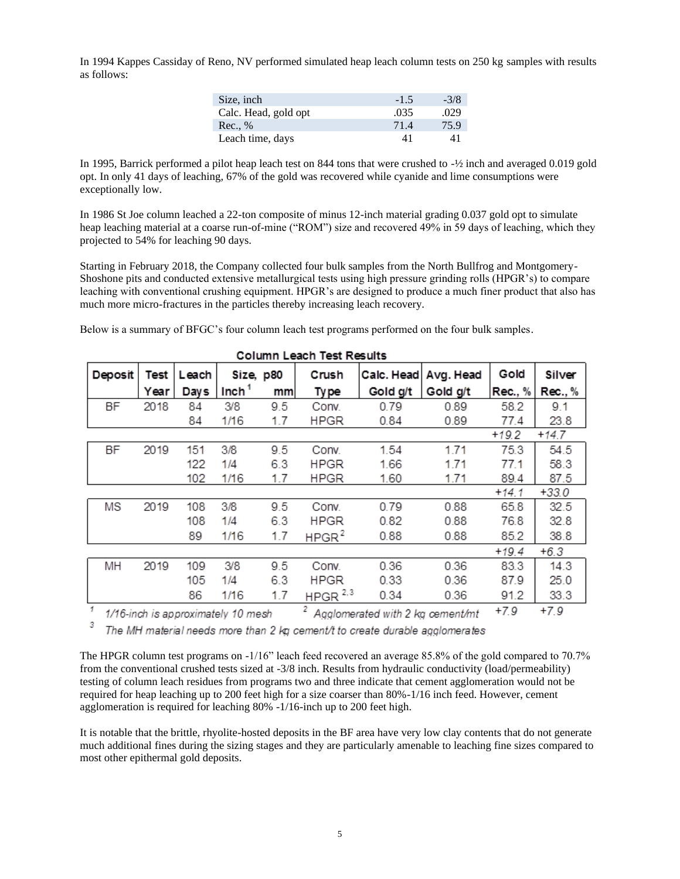In 1994 Kappes Cassiday of Reno, NV performed simulated heap leach column tests on 250 kg samples with results as follows:

| Size, inch | -1.5 | -3/8 |
|---|---|---|
| Calc. Head, gold opt | .035 | .029 |
| Rec., % | 71.4 | 75.9 |
| Leach time, days | 41 | 41 |

In 1995, Barrick performed a pilot heap leach test on 844 tons that were crushed to -½ inch and averaged 0.019 gold opt. In only 41 days of leaching, 67% of the gold was recovered while cyanide and lime consumptions were exceptionally low.

In 1986 St Joe column leached a 22-ton composite of minus 12-inch material grading 0.037 gold opt to simulate heap leaching material at a coarse run-of-mine ("ROM") size and recovered 49% in 59 days of leaching, which they projected to 54% for leaching 90 days.

Starting in February 2018, the Company collected four bulk samples from the North Bullfrog and Montgomery-Shoshone pits and conducted extensive metallurgical tests using high pressure grinding rolls (HPGR's) to compare leaching with conventional crushing equipment. HPGR's are designed to produce a much finer product that also has much more micro-fractures in the particles thereby increasing leach recovery.

Below is a summary of BFGC's four column leach test programs performed on the four bulk samples.

**Column Leach Test Results**

| Deposit | Test | Leach | Size, p80 | | Crush | Calc. Head | Avg. Head | Gold | Silver |
|---|---|---|---|---|---|---|---|---|---|
| | Year | Days | Inch[1] | mm | Type | Gold g/t | Gold g/t | Rec., % | Rec., % |
| BF | 2018 | 84 | 3/8 | 9.5 | Conv. | 0.79 | 0.89 | 58.2 | 9.1 |
| | | 84 | 1/16 | 1.7 | HPGR | 0.84 | 0.89 | 77.4 | 23.8 |
| | | | | | | | | *+19.2* | *+14.7* |
| BF | 2019 | 151 | 3/8 | 9.5 | Conv. | 1.54 | 1.71 | 75.3 | 54.5 |
| | | 122 | 1/4 | 6.3 | HPGR | 1.66 | 1.71 | 77.1 | 58.3 |
| | | 102 | 1/16 | 1.7 | HPGR | 1.60 | 1.71 | 89.4 | 87.5 |
| | | | | | | | | *+14.1* | *+33.0* |
| MS | 2019 | 108 | 3/8 | 9.5 | Conv. | 0.79 | 0.88 | 65.8 | 32.5 |
| | | 108 | 1/4 | 6.3 | HPGR | 0.82 | 0.88 | 76.8 | 32.8 |
| | | 89 | 1/16 | 1.7 | HPGR[2] | 0.88 | 0.88 | 85.2 | 38.8 |
| | | | | | | | | *+19.4* | *+6.3* |
| MH | 2019 | 109 | 3/8 | 9.5 | Conv. | 0.36 | 0.36 | 83.3 | 14.3 |
| | | 105 | 1/4 | 6.3 | HPGR | 0.33 | 0.36 | 87.9 | 25.0 |
| | | 86 | 1/16 | 1.7 | HPGR[2,3] | 0.34 | 0.36 | 91.2 | 33.3 |
| | | | | | | | | *+7.9* | *+7.9* |

[1] *1/16-inch is approximately 10 mesh* [2] *Agglomerated with 2 kg cement/mt*

[3] *The MH material needs more than 2 kg cement/t to create durable agglomerates*

The HPGR column test programs on -1/16" leach feed recovered an average 85.8% of the gold compared to 70.7% from the conventional crushed tests sized at -3/8 inch. Results from hydraulic conductivity (load/permeability) testing of column leach residues from programs two and three indicate that cement agglomeration would not be required for heap leaching up to 200 feet high for a size coarser than 80%-1/16 inch feed. However, cement agglomeration is required for leaching 80% -1/16-inch up to 200 feet high.

It is notable that the brittle, rhyolite-hosted deposits in the BF area have very low clay contents that do not generate much additional fines during the sizing stages and they are particularly amenable to leaching fine sizes compared to most other epithermal gold deposits.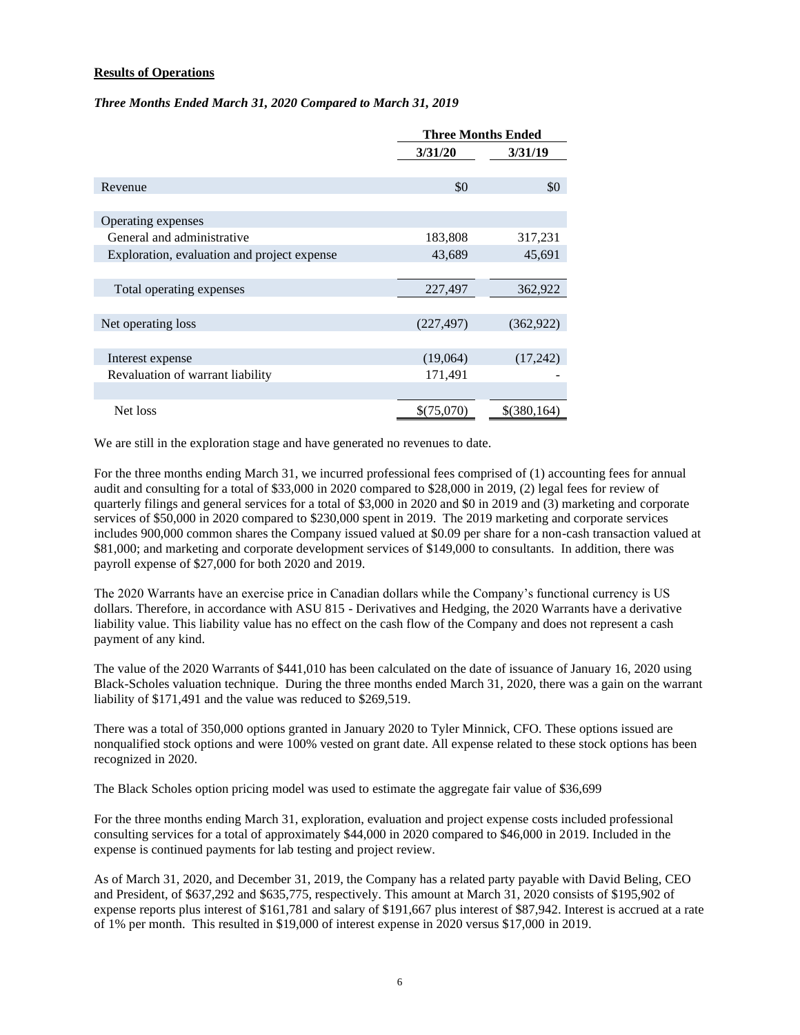**Results of Operations**

***Three Months Ended March 31, 2020 Compared to March 31, 2019***

| | Three Months Ended | |
|---|---|---|
| | 3/31/20 | 3/31/19 |
| Revenue | $0 | $0 |
| Operating expenses | | |
| General and administrative | 183,808 | 317,231 |
| Exploration, evaluation and project expense | 43,689 | 45,691 |
| Total operating expenses | 227,497 | 362,922 |
| Net operating loss | (227,497) | (362,922) |
| Interest expense | (19,064) | (17,242) |
| Revaluation of warrant liability | 171,491 | - |
| Net loss | $(75,070) | $(380,164) |

We are still in the exploration stage and have generated no revenues to date.

For the three months ending March 31, we incurred professional fees comprised of (1) accounting fees for annual audit and consulting for a total of $33,000 in 2020 compared to $28,000 in 2019, (2) legal fees for review of quarterly filings and general services for a total of $3,000 in 2020 and $0 in 2019 and (3) marketing and corporate services of $50,000 in 2020 compared to $230,000 spent in 2019. The 2019 marketing and corporate services includes 900,000 common shares the Company issued valued at $0.09 per share for a non-cash transaction valued at $81,000; and marketing and corporate development services of $149,000 to consultants. In addition, there was payroll expense of $27,000 for both 2020 and 2019.

The 2020 Warrants have an exercise price in Canadian dollars while the Company's functional currency is US dollars. Therefore, in accordance with ASU 815 - Derivatives and Hedging, the 2020 Warrants have a derivative liability value. This liability value has no effect on the cash flow of the Company and does not represent a cash payment of any kind.

The value of the 2020 Warrants of $441,010 has been calculated on the date of issuance of January 16, 2020 using Black-Scholes valuation technique. During the three months ended March 31, 2020, there was a gain on the warrant liability of $171,491 and the value was reduced to $269,519.

There was a total of 350,000 options granted in January 2020 to Tyler Minnick, CFO. These options issued are nonqualified stock options and were 100% vested on grant date. All expense related to these stock options has been recognized in 2020.

The Black Scholes option pricing model was used to estimate the aggregate fair value of $36,699

For the three months ending March 31, exploration, evaluation and project expense costs included professional consulting services for a total of approximately $44,000 in 2020 compared to $46,000 in 2019. Included in the expense is continued payments for lab testing and project review.

As of March 31, 2020, and December 31, 2019, the Company has a related party payable with David Beling, CEO and President, of $637,292 and $635,775, respectively. This amount at March 31, 2020 consists of $195,902 of expense reports plus interest of $161,781 and salary of $191,667 plus interest of $87,942. Interest is accrued at a rate of 1% per month. This resulted in $19,000 of interest expense in 2020 versus $17,000 in 2019.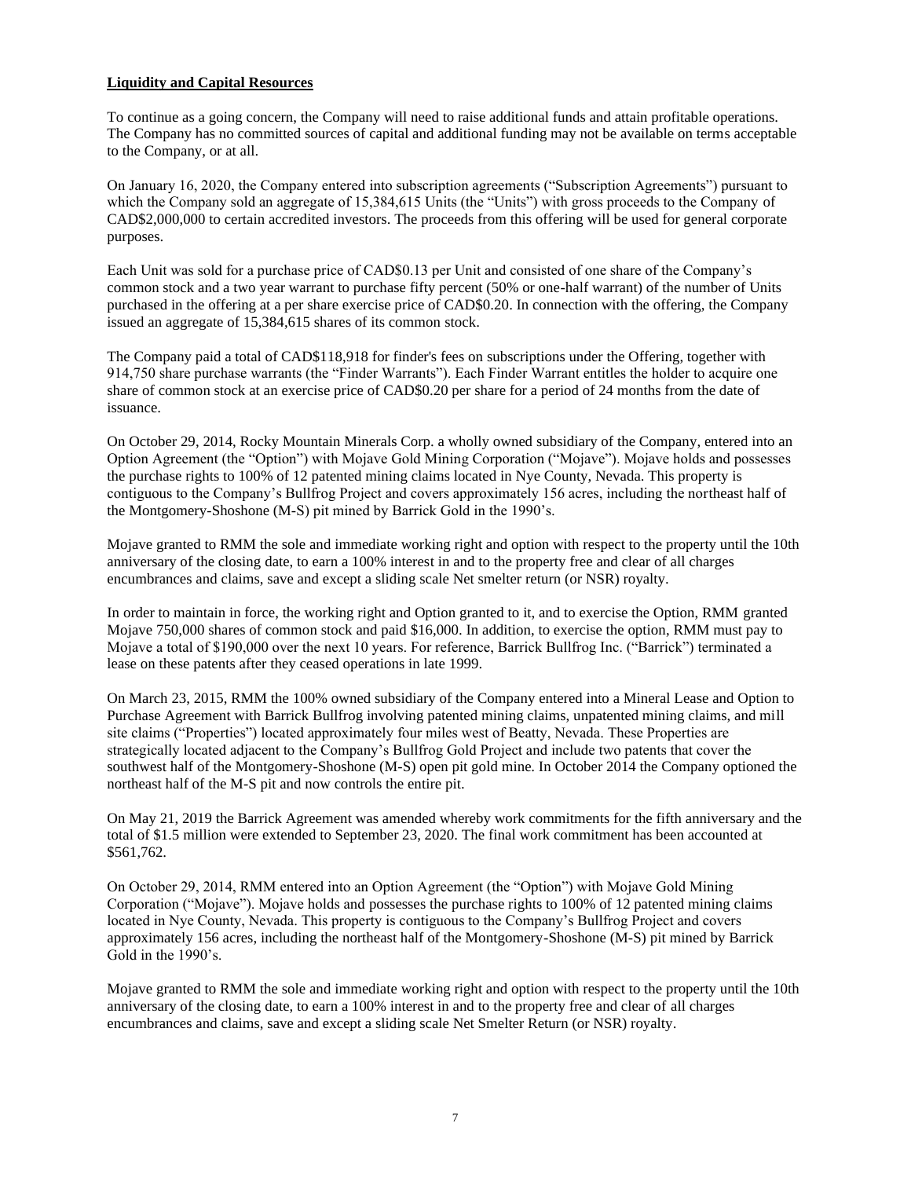**Liquidity and Capital Resources**

To continue as a going concern, the Company will need to raise additional funds and attain profitable operations. The Company has no committed sources of capital and additional funding may not be available on terms acceptable to the Company, or at all.

On January 16, 2020, the Company entered into subscription agreements ("Subscription Agreements") pursuant to which the Company sold an aggregate of 15,384,615 Units (the "Units") with gross proceeds to the Company of CAD$2,000,000 to certain accredited investors. The proceeds from this offering will be used for general corporate purposes.

Each Unit was sold for a purchase price of CAD$0.13 per Unit and consisted of one share of the Company's common stock and a two year warrant to purchase fifty percent (50% or one-half warrant) of the number of Units purchased in the offering at a per share exercise price of CAD$0.20. In connection with the offering, the Company issued an aggregate of 15,384,615 shares of its common stock.

The Company paid a total of CAD$118,918 for finder's fees on subscriptions under the Offering, together with 914,750 share purchase warrants (the "Finder Warrants"). Each Finder Warrant entitles the holder to acquire one share of common stock at an exercise price of CAD$0.20 per share for a period of 24 months from the date of issuance.

On October 29, 2014, Rocky Mountain Minerals Corp. a wholly owned subsidiary of the Company, entered into an Option Agreement (the "Option") with Mojave Gold Mining Corporation ("Mojave"). Mojave holds and possesses the purchase rights to 100% of 12 patented mining claims located in Nye County, Nevada. This property is contiguous to the Company's Bullfrog Project and covers approximately 156 acres, including the northeast half of the Montgomery-Shoshone (M-S) pit mined by Barrick Gold in the 1990's.

Mojave granted to RMM the sole and immediate working right and option with respect to the property until the 10th anniversary of the closing date, to earn a 100% interest in and to the property free and clear of all charges encumbrances and claims, save and except a sliding scale Net smelter return (or NSR) royalty.

In order to maintain in force, the working right and Option granted to it, and to exercise the Option, RMM granted Mojave 750,000 shares of common stock and paid $16,000. In addition, to exercise the option, RMM must pay to Mojave a total of $190,000 over the next 10 years. For reference, Barrick Bullfrog Inc. ("Barrick") terminated a lease on these patents after they ceased operations in late 1999.

On March 23, 2015, RMM the 100% owned subsidiary of the Company entered into a Mineral Lease and Option to Purchase Agreement with Barrick Bullfrog involving patented mining claims, unpatented mining claims, and mill site claims ("Properties") located approximately four miles west of Beatty, Nevada. These Properties are strategically located adjacent to the Company's Bullfrog Gold Project and include two patents that cover the southwest half of the Montgomery-Shoshone (M-S) open pit gold mine. In October 2014 the Company optioned the northeast half of the M-S pit and now controls the entire pit.

On May 21, 2019 the Barrick Agreement was amended whereby work commitments for the fifth anniversary and the total of $1.5 million were extended to September 23, 2020. The final work commitment has been accounted at $561,762.

On October 29, 2014, RMM entered into an Option Agreement (the "Option") with Mojave Gold Mining Corporation ("Mojave"). Mojave holds and possesses the purchase rights to 100% of 12 patented mining claims located in Nye County, Nevada. This property is contiguous to the Company's Bullfrog Project and covers approximately 156 acres, including the northeast half of the Montgomery-Shoshone (M-S) pit mined by Barrick Gold in the 1990's.

Mojave granted to RMM the sole and immediate working right and option with respect to the property until the 10th anniversary of the closing date, to earn a 100% interest in and to the property free and clear of all charges encumbrances and claims, save and except a sliding scale Net Smelter Return (or NSR) royalty.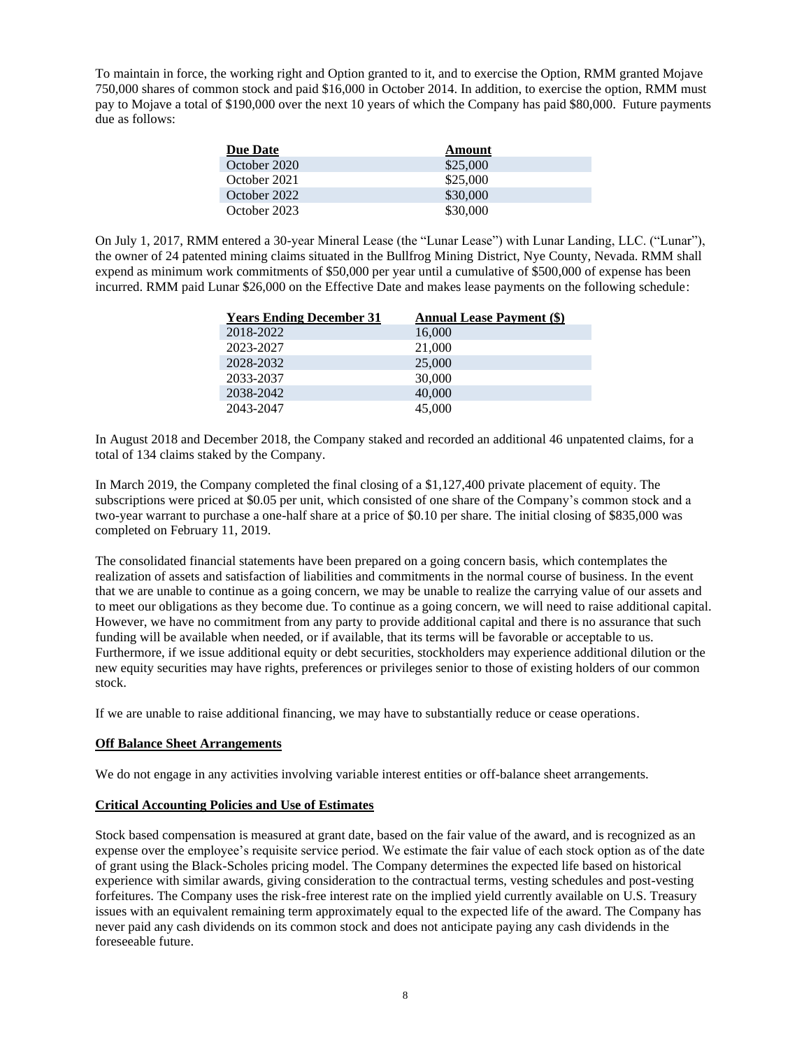To maintain in force, the working right and Option granted to it, and to exercise the Option, RMM granted Mojave 750,000 shares of common stock and paid $16,000 in October 2014. In addition, to exercise the option, RMM must pay to Mojave a total of $190,000 over the next 10 years of which the Company has paid $80,000. Future payments due as follows:

| Due Date | Amount |
|---|---|
| October 2020 | $25,000 |
| October 2021 | $25,000 |
| October 2022 | $30,000 |
| October 2023 | $30,000 |

On July 1, 2017, RMM entered a 30-year Mineral Lease (the "Lunar Lease") with Lunar Landing, LLC. ("Lunar"), the owner of 24 patented mining claims situated in the Bullfrog Mining District, Nye County, Nevada. RMM shall expend as minimum work commitments of $50,000 per year until a cumulative of $500,000 of expense has been incurred. RMM paid Lunar $26,000 on the Effective Date and makes lease payments on the following schedule:

| Years Ending December 31 | Annual Lease Payment ($) |
|---|---|
| 2018-2022 | 16,000 |
| 2023-2027 | 21,000 |
| 2028-2032 | 25,000 |
| 2033-2037 | 30,000 |
| 2038-2042 | 40,000 |
| 2043-2047 | 45,000 |

In August 2018 and December 2018, the Company staked and recorded an additional 46 unpatented claims, for a total of 134 claims staked by the Company.

In March 2019, the Company completed the final closing of a $1,127,400 private placement of equity. The subscriptions were priced at $0.05 per unit, which consisted of one share of the Company's common stock and a two-year warrant to purchase a one-half share at a price of $0.10 per share. The initial closing of $835,000 was completed on February 11, 2019.

The consolidated financial statements have been prepared on a going concern basis, which contemplates the realization of assets and satisfaction of liabilities and commitments in the normal course of business. In the event that we are unable to continue as a going concern, we may be unable to realize the carrying value of our assets and to meet our obligations as they become due. To continue as a going concern, we will need to raise additional capital. However, we have no commitment from any party to provide additional capital and there is no assurance that such funding will be available when needed, or if available, that its terms will be favorable or acceptable to us. Furthermore, if we issue additional equity or debt securities, stockholders may experience additional dilution or the new equity securities may have rights, preferences or privileges senior to those of existing holders of our common stock.

If we are unable to raise additional financing, we may have to substantially reduce or cease operations.

**Off Balance Sheet Arrangements**

We do not engage in any activities involving variable interest entities or off-balance sheet arrangements.

**Critical Accounting Policies and Use of Estimates**

Stock based compensation is measured at grant date, based on the fair value of the award, and is recognized as an expense over the employee's requisite service period. We estimate the fair value of each stock option as of the date of grant using the Black-Scholes pricing model. The Company determines the expected life based on historical experience with similar awards, giving consideration to the contractual terms, vesting schedules and post-vesting forfeitures. The Company uses the risk-free interest rate on the implied yield currently available on U.S. Treasury issues with an equivalent remaining term approximately equal to the expected life of the award. The Company has never paid any cash dividends on its common stock and does not anticipate paying any cash dividends in the foreseeable future.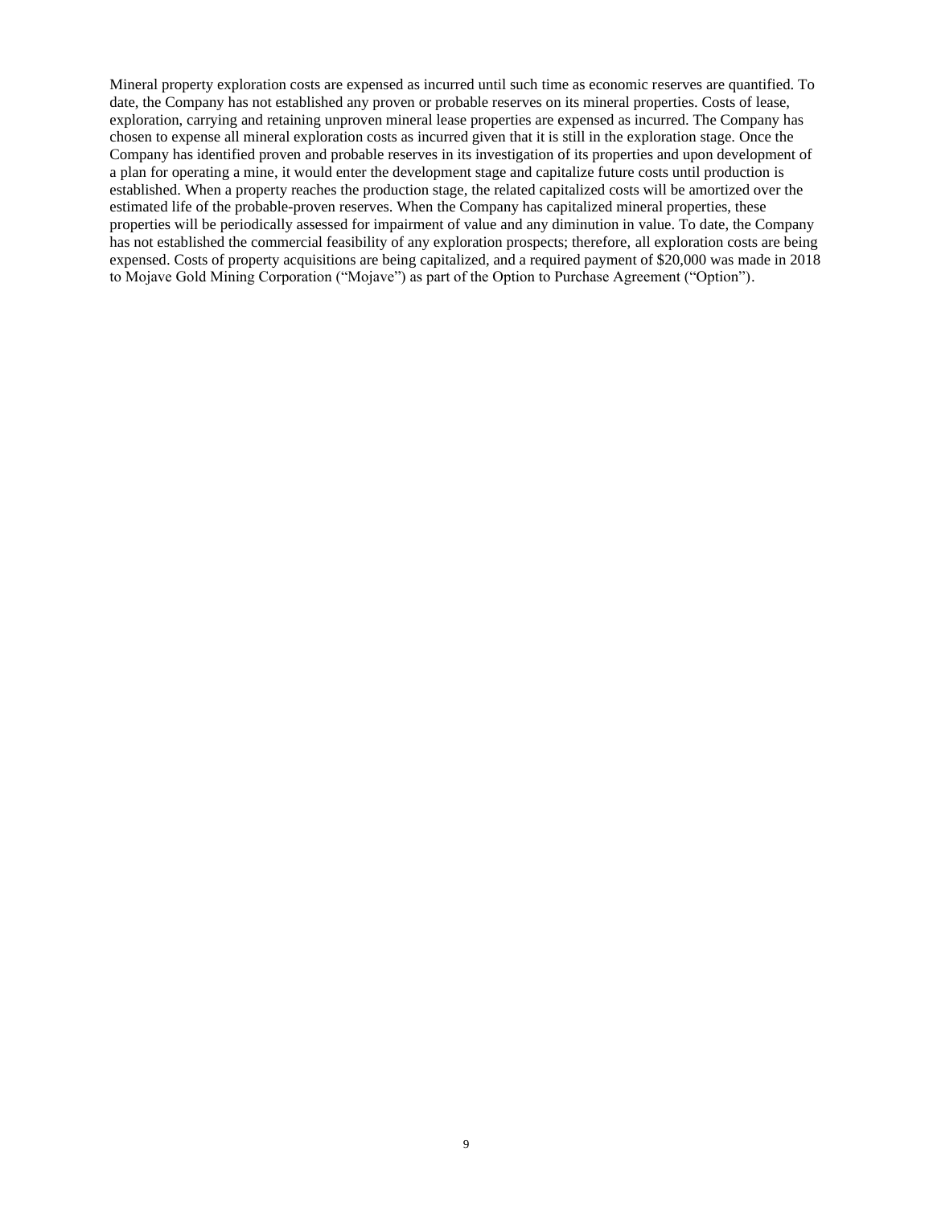Mineral property exploration costs are expensed as incurred until such time as economic reserves are quantified. To date, the Company has not established any proven or probable reserves on its mineral properties. Costs of lease, exploration, carrying and retaining unproven mineral lease properties are expensed as incurred. The Company has chosen to expense all mineral exploration costs as incurred given that it is still in the exploration stage. Once the Company has identified proven and probable reserves in its investigation of its properties and upon development of a plan for operating a mine, it would enter the development stage and capitalize future costs until production is established. When a property reaches the production stage, the related capitalized costs will be amortized over the estimated life of the probable-proven reserves. When the Company has capitalized mineral properties, these properties will be periodically assessed for impairment of value and any diminution in value. To date, the Company has not established the commercial feasibility of any exploration prospects; therefore, all exploration costs are being expensed. Costs of property acquisitions are being capitalized, and a required payment of $20,000 was made in 2018 to Mojave Gold Mining Corporation ("Mojave") as part of the Option to Purchase Agreement ("Option").